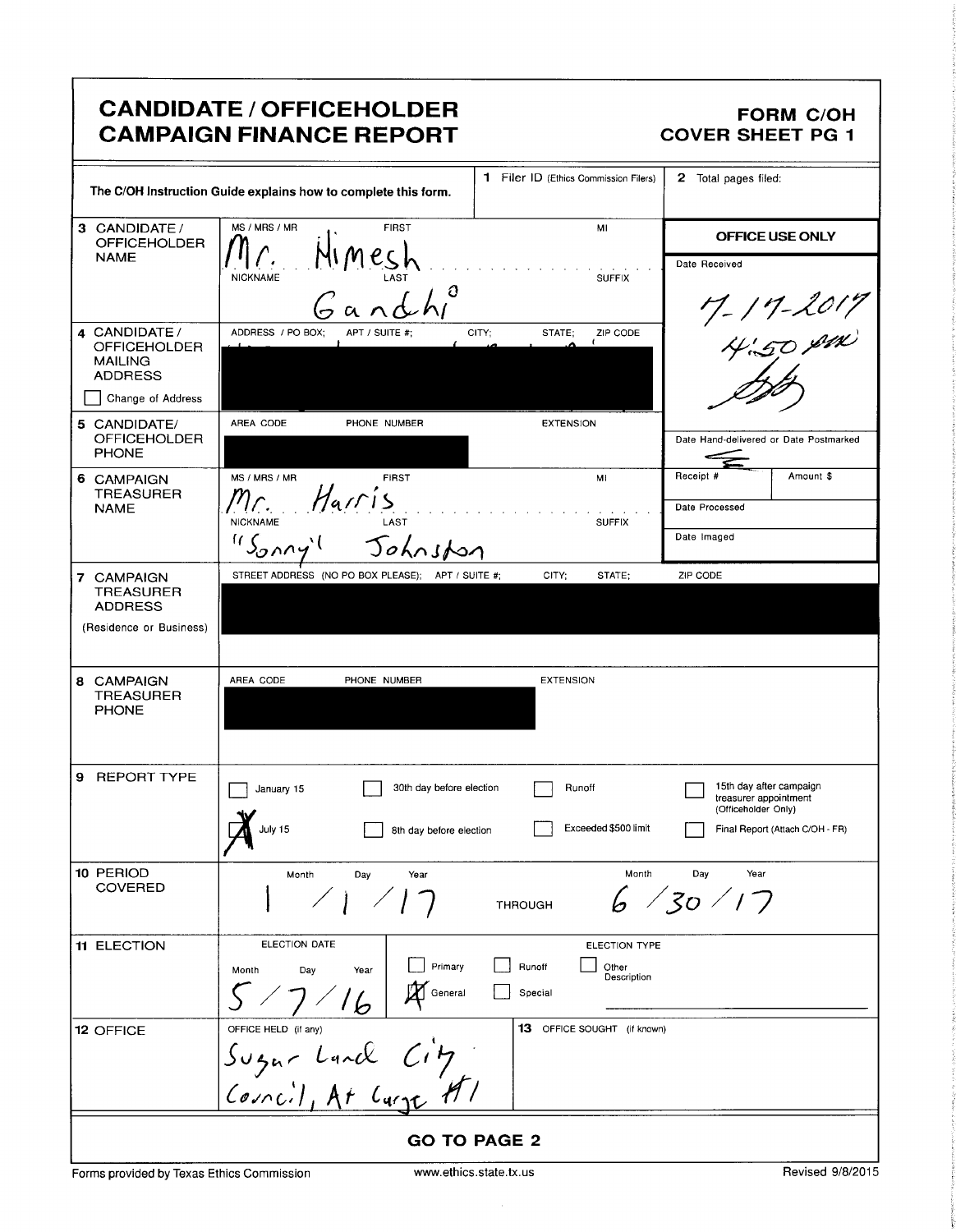# CANDIDATE / OFFICEHOLDER CAMPAIGN FINANCE REPORT

**FORM C/OH**
**COVER SHEET PG 1**

The C/OH Instruction Guide explains how to complete this form.

**1** Filer ID (Ethics Commission Filers)

**2** Total pages filed:

| | | |
|---|---|---|
| **3** CANDIDATE / OFFICEHOLDER NAME | MS / MRS / MR: Mr. FIRST: Himesh MI: <br> NICKNAME: LAST: Gandhi SUFFIX: | **OFFICE USE ONLY** <br> Date Received: 7-17-2017 4:50 pm |
| **4** CANDIDATE / OFFICEHOLDER MAILING ADDRESS <br> ☐ Change of Address | ADDRESS / PO BOX; APT / SUITE #; CITY; STATE; ZIP CODE <br> [REDACTED] | |
| **5** CANDIDATE/ OFFICEHOLDER PHONE | AREA CODE PHONE NUMBER EXTENSION <br> [REDACTED] | Date Hand-delivered or Date Postmarked |
| **6** CAMPAIGN TREASURER NAME | MS / MRS / MR: Mr. FIRST: Harris MI: <br> NICKNAME: "Sonny" LAST: Johnston SUFFIX: | Receipt # / Amount $ <br> Date Processed <br> Date Imaged |
| **7** CAMPAIGN TREASURER ADDRESS (Residence or Business) | STREET ADDRESS (NO PO BOX PLEASE); APT / SUITE #; CITY; STATE; ZIP CODE <br> [REDACTED] | |
| **8** CAMPAIGN TREASURER PHONE | AREA CODE PHONE NUMBER EXTENSION <br> [REDACTED] | |
| **9** REPORT TYPE | ☐ January 15 ☐ 30th day before election ☐ Runoff ☐ 15th day after campaign treasurer appointment (Officeholder Only) <br> ☒ July 15 ☐ 8th day before election ☐ Exceeded \$500 limit ☐ Final Report (Attach C/OH - FR) | |
| **10** PERIOD COVERED | Month Day Year: 1 / 1 / 17 THROUGH Month Day Year: 6 / 30 / 17 | |
| **11** ELECTION | ELECTION DATE Month Day Year: 5 / 7 / 16 <br> ELECTION TYPE: ☐ Primary ☐ Runoff ☐ Other Description ☒ General ☐ Special | |
| **12** OFFICE | OFFICE HELD (if any): Sugar Land City Council, At Large #1 <br> **13** OFFICE SOUGHT (if known): | |

**GO TO PAGE 2**

Forms provided by Texas Ethics Commission www.ethics.state.tx.us Revised 9/8/2015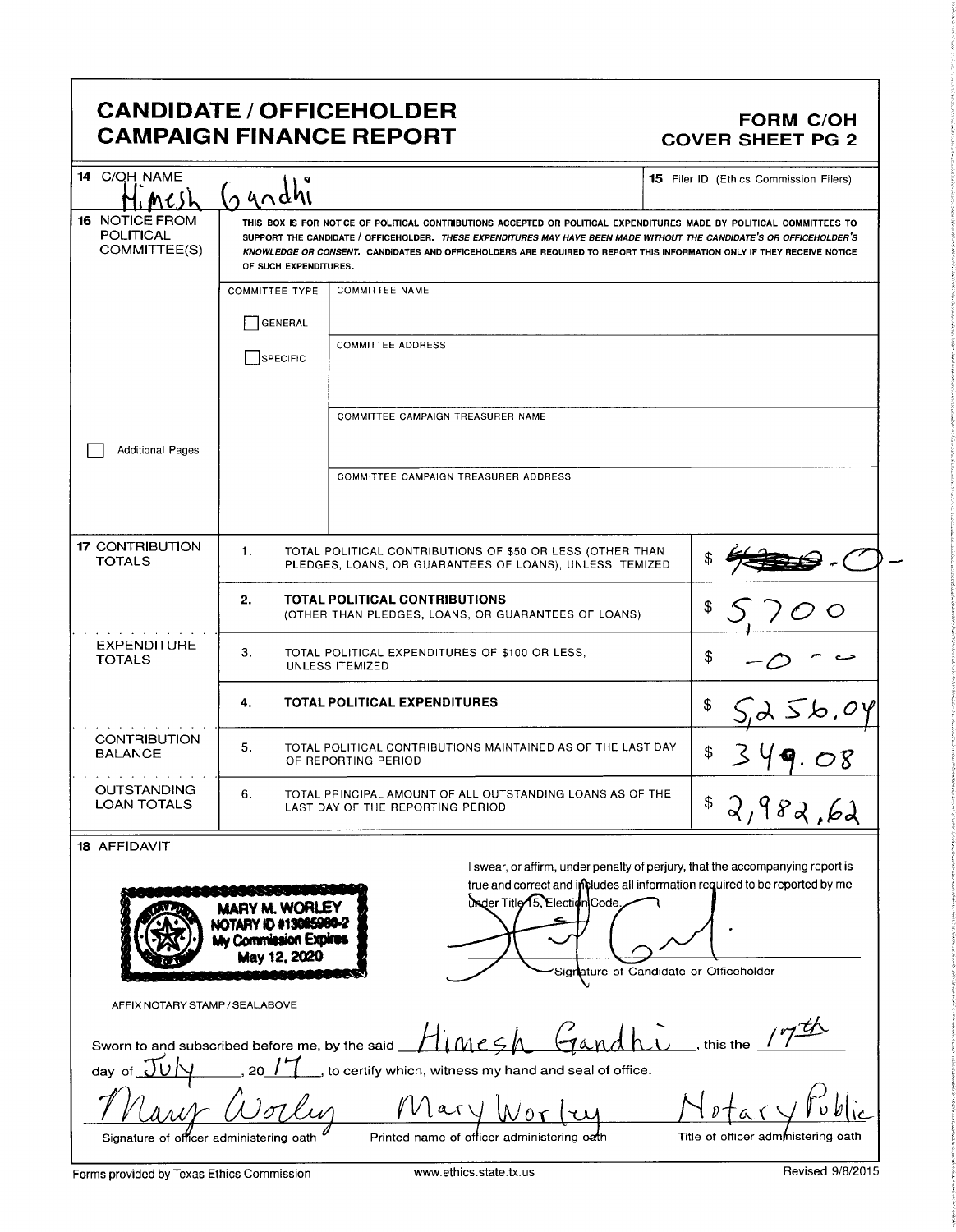# CANDIDATE / OFFICEHOLDER CAMPAIGN FINANCE REPORT

## FORM C/OH COVER SHEET PG 2

| | | |
|---|---|---|
| **14** C/OH NAME | Himesh Gandhi | **15** Filer ID (Ethics Commission Filers) |

**16** NOTICE FROM POLITICAL COMMITTEE(S)

THIS BOX IS FOR NOTICE OF POLITICAL CONTRIBUTIONS ACCEPTED OR POLITICAL EXPENDITURES MADE BY POLITICAL COMMITTEES TO SUPPORT THE CANDIDATE / OFFICEHOLDER. *THESE EXPENDITURES MAY HAVE BEEN MADE WITHOUT THE CANDIDATE'S OR OFFICEHOLDER'S KNOWLEDGE OR CONSENT.* CANDIDATES AND OFFICEHOLDERS ARE REQUIRED TO REPORT THIS INFORMATION ONLY IF THEY RECEIVE NOTICE OF SUCH EXPENDITURES.

| COMMITTEE TYPE | |
|---|---|
| ☐ GENERAL | COMMITTEE NAME |
| ☐ SPECIFIC | COMMITTEE ADDRESS |
| | COMMITTEE CAMPAIGN TREASURER NAME |
| | COMMITTEE CAMPAIGN TREASURER ADDRESS |

☐ Additional Pages

| | | | |
|---|---|---|---|
| **17** CONTRIBUTION TOTALS | 1. | TOTAL POLITICAL CONTRIBUTIONS OF $50 OR LESS (OTHER THAN PLEDGES, LOANS, OR GUARANTEES OF LOANS), UNLESS ITEMIZED | $ -0- |
| | 2. | **TOTAL POLITICAL CONTRIBUTIONS** (OTHER THAN PLEDGES, LOANS, OR GUARANTEES OF LOANS) | $ 5,700 |
| EXPENDITURE TOTALS | 3. | TOTAL POLITICAL EXPENDITURES OF $100 OR LESS, UNLESS ITEMIZED | $ -0- |
| | 4. | **TOTAL POLITICAL EXPENDITURES** | $ 5,256.04 |
| CONTRIBUTION BALANCE | 5. | TOTAL POLITICAL CONTRIBUTIONS MAINTAINED AS OF THE LAST DAY OF REPORTING PERIOD | $ 349.08 |
| OUTSTANDING LOAN TOTALS | 6. | TOTAL PRINCIPAL AMOUNT OF ALL OUTSTANDING LOANS AS OF THE LAST DAY OF THE REPORTING PERIOD | $ 2,982.62 |

**18** AFFIDAVIT

MARY M. WORLEY
NOTARY ID #13065960-2
My Commission Expires
May 12, 2020

AFFIX NOTARY STAMP / SEAL ABOVE

I swear, or affirm, under penalty of perjury, that the accompanying report is true and correct and includes all information required to be reported by me under Title 15, Election Code.

Signature of Candidate or Officeholder

Sworn to and subscribed before me, by the said Himesh Gandhi, this the 17th day of July, 20 17, to certify which, witness my hand and seal of office.

| Mary Worley | Mary Worley | Notary Public |
|---|---|---|
| Signature of officer administering oath | Printed name of officer administering oath | Title of officer administering oath |

Forms provided by Texas Ethics Commission www.ethics.state.tx.us Revised 9/8/2015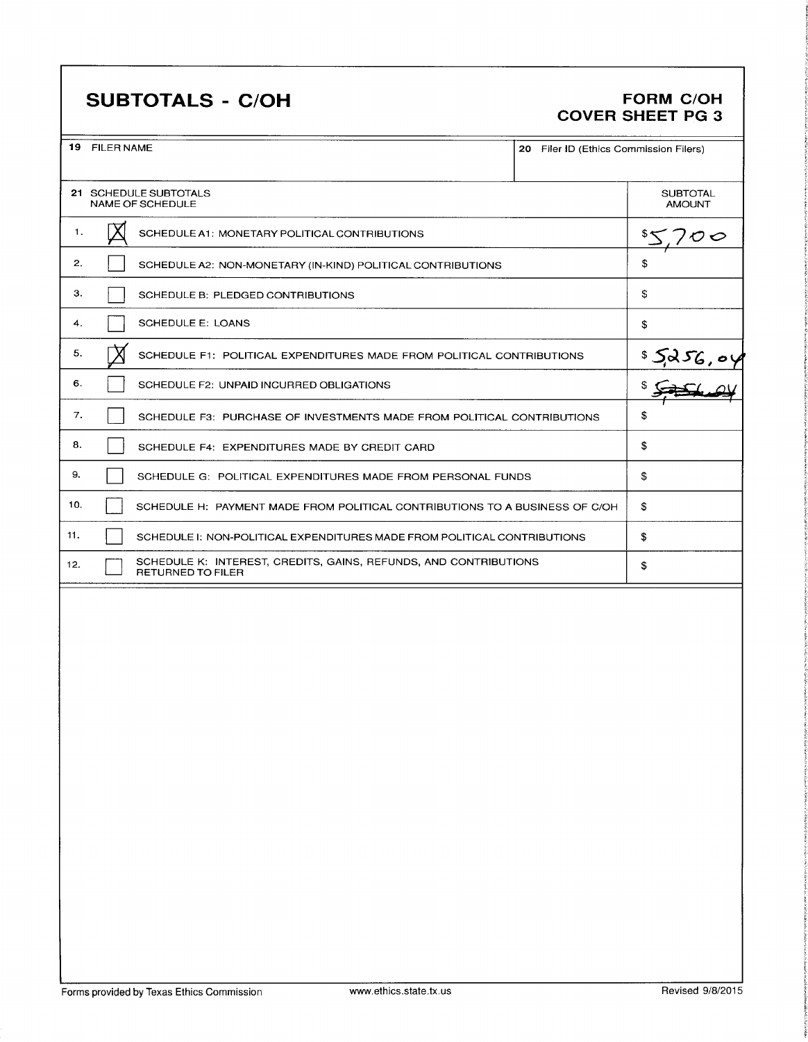# SUBTOTALS - C/OH

**FORM C/OH**
**COVER SHEET PG 3**

| 19 FILER NAME | 20 Filer ID (Ethics Commission Filers) |
|---|---|
| | |

| 21 SCHEDULE SUBTOTALS NAME OF SCHEDULE | | SUBTOTAL AMOUNT |
|---|---|---|
| 1. | [X] SCHEDULE A1: MONETARY POLITICAL CONTRIBUTIONS | $5,700 |
| 2. | [ ] SCHEDULE A2: NON-MONETARY (IN-KIND) POLITICAL CONTRIBUTIONS | $ |
| 3. | [ ] SCHEDULE B: PLEDGED CONTRIBUTIONS | $ |
| 4. | [ ] SCHEDULE E: LOANS | $ |
| 5. | [X] SCHEDULE F1: POLITICAL EXPENDITURES MADE FROM POLITICAL CONTRIBUTIONS | $5256,04 |
| 6. | [ ] SCHEDULE F2: UNPAID INCURRED OBLIGATIONS | $ ~~5256,04~~ |
| 7. | [ ] SCHEDULE F3: PURCHASE OF INVESTMENTS MADE FROM POLITICAL CONTRIBUTIONS | $ |
| 8. | [ ] SCHEDULE F4: EXPENDITURES MADE BY CREDIT CARD | $ |
| 9. | [ ] SCHEDULE G: POLITICAL EXPENDITURES MADE FROM PERSONAL FUNDS | $ |
| 10. | [ ] SCHEDULE H: PAYMENT MADE FROM POLITICAL CONTRIBUTIONS TO A BUSINESS OF C/OH | $ |
| 11. | [ ] SCHEDULE I: NON-POLITICAL EXPENDITURES MADE FROM POLITICAL CONTRIBUTIONS | $ |
| 12. | [ ] SCHEDULE K: INTEREST, CREDITS, GAINS, REFUNDS, AND CONTRIBUTIONS RETURNED TO FILER | $ |

Forms provided by Texas Ethics Commission www.ethics.state.tx.us Revised 9/8/2015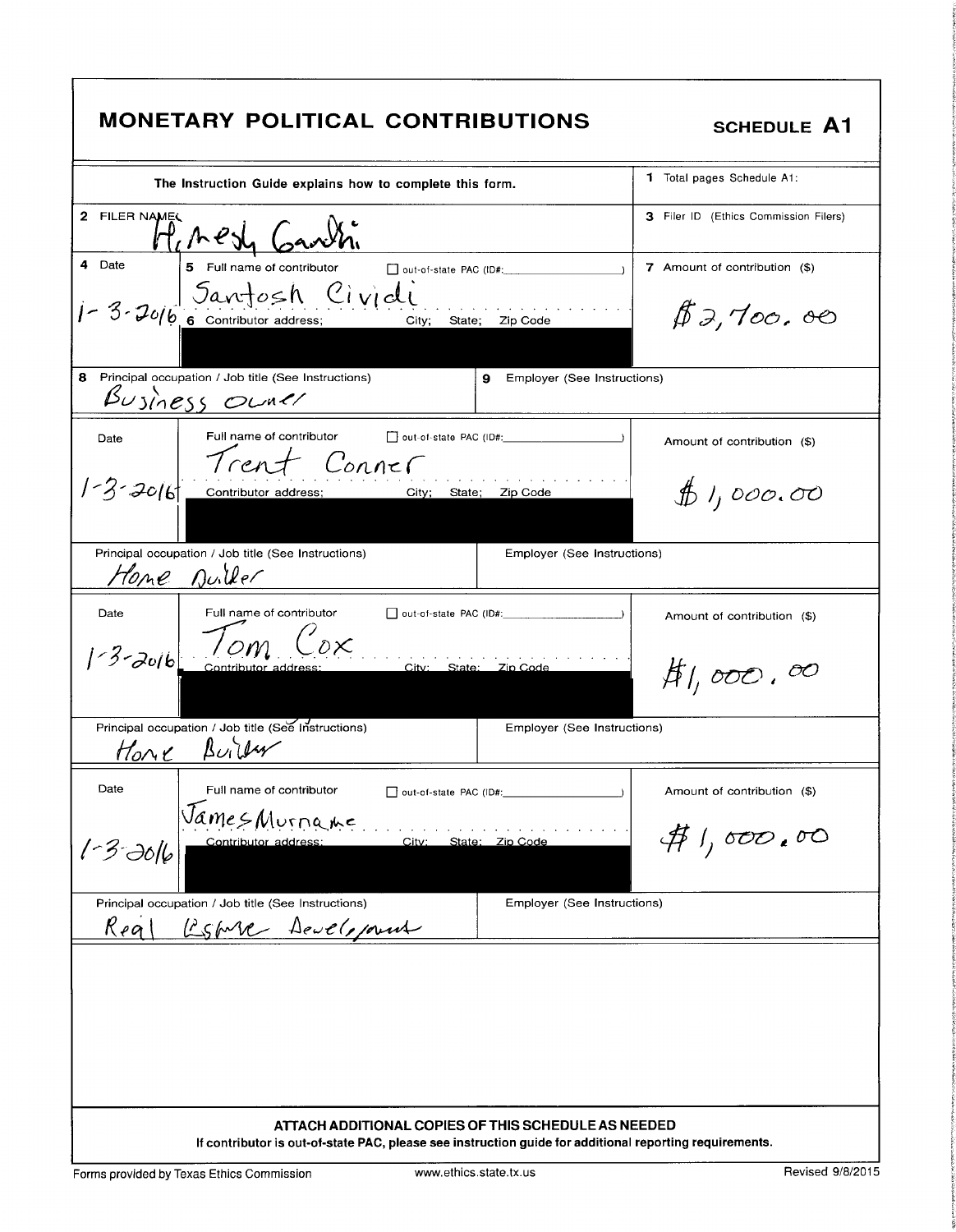# MONETARY POLITICAL CONTRIBUTIONS

**SCHEDULE A1**

The Instruction Guide explains how to complete this form.

1 Total pages Schedule A1:

2 FILER NAME: Hitesh Gandhi

3 Filer ID (Ethics Commission Filers)

| 4 Date | 5 Full name of contributor / 6 Contributor address; City; State; Zip Code | 7 Amount of contribution ($) |
|---|---|---|
| 1-3-2016 | Santosh Cividi ☐ out-of-state PAC (ID#: ) | $2,700.00 |

8 Principal occupation / Job title (See Instructions): Business Owner

9 Employer (See Instructions):

| Date | Full name of contributor / Contributor address; City; State; Zip Code | Amount of contribution ($) |
|---|---|---|
| 1-3-2016 | Trent Conner ☐ out-of-state PAC (ID#: ) | $1,000.00 |

Principal occupation / Job title (See Instructions): Home Builder

Employer (See Instructions):

| Date | Full name of contributor / Contributor address; City; State; Zip Code | Amount of contribution ($) |
|---|---|---|
| 1-3-2016 | Tom Cox ☐ out-of-state PAC (ID#: ) | $1,000.00 |

Principal occupation / Job title (See Instructions): Home Builder

Employer (See Instructions):

| Date | Full name of contributor / Contributor address; City; State; Zip Code | Amount of contribution ($) |
|---|---|---|
| 1-3-2016 | James Murnane ☐ out-of-state PAC (ID#: ) | $1,000.00 |

Principal occupation / Job title (See Instructions): Real Estate Development

Employer (See Instructions):

**ATTACH ADDITIONAL COPIES OF THIS SCHEDULE AS NEEDED**

**If contributor is out-of-state PAC, please see instruction guide for additional reporting requirements.**

Forms provided by Texas Ethics Commission www.ethics.state.tx.us Revised 9/8/2015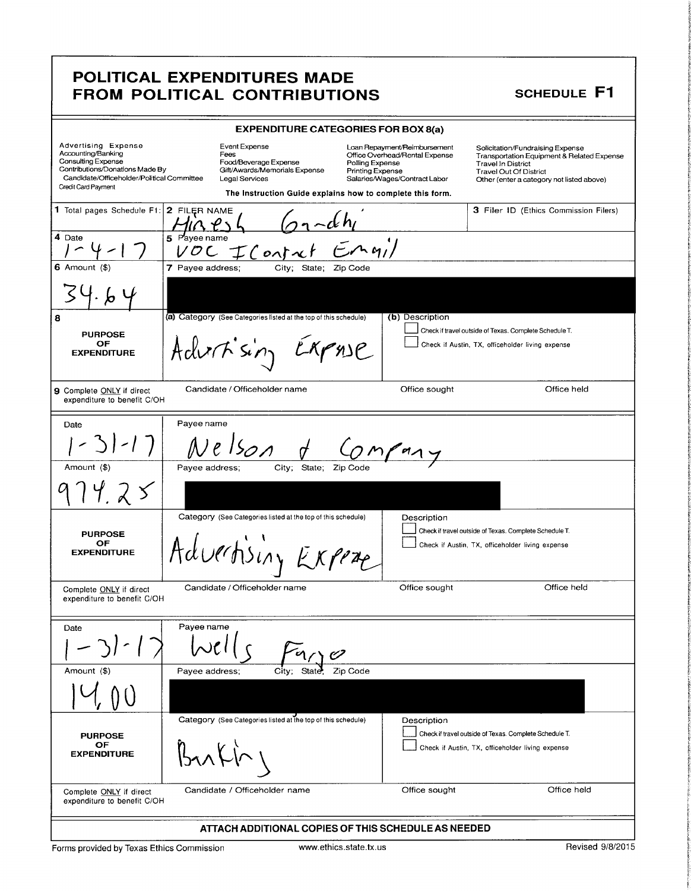# POLITICAL EXPENDITURES MADE FROM POLITICAL CONTRIBUTIONS

**SCHEDULE F1**

### EXPENDITURE CATEGORIES FOR BOX 8(a)

| | | | |
|---|---|---|---|
| Advertising Expense | Event Expense | Loan Repayment/Reimbursement | Solicitation/Fundraising Expense |
| Accounting/Banking | Fees | Office Overhead/Rental Expense | Transportation Equipment & Related Expense |
| Consulting Expense | Food/Beverage Expense | Polling Expense | Travel In District |
| Contributions/Donations Made By Candidate/Officeholder/Political Committee | Gift/Awards/Memorials Expense | Printing Expense | Travel Out Of District |
| Credit Card Payment | Legal Services | Salaries/Wages/Contract Labor | Other (enter a category not listed above) |

The Instruction Guide explains how to complete this form.

| | | | |
|---|---|---|---|
| **1** Total pages Schedule F1: | **2** FILER NAME<br>Hiresh Gandhi | | **3** Filer ID (Ethics Commission Filers) |
| **4** Date<br>1-4-17 | **5** Payee name<br>VOC IContact Email | | |
| **6** Amount ($)<br>34.64 | **7** Payee address; City; State; Zip Code<br>[REDACTED] | | |
| **8** PURPOSE OF EXPENDITURE | **(a)** Category (See Categories listed at the top of this schedule)<br>Advertising Expense | **(b)** Description<br>☐ Check if travel outside of Texas. Complete Schedule T.<br>☐ Check if Austin, TX, officeholder living expense | |
| **9** Complete ONLY if direct expenditure to benefit C/OH | Candidate / Officeholder name | Office sought | Office held |
| Date<br>1-31-17 | Payee name<br>Nelson & Company | | |
| Amount ($)<br>974.25 | Payee address; City; State; Zip Code<br>[REDACTED] | | |
| PURPOSE OF EXPENDITURE | Category (See Categories listed at the top of this schedule)<br>Advertising Expense | Description<br>☐ Check if travel outside of Texas. Complete Schedule T.<br>☐ Check if Austin, TX, officeholder living expense | |
| Complete ONLY if direct expenditure to benefit C/OH | Candidate / Officeholder name | Office sought | Office held |
| Date<br>1-31-17 | Payee name<br>Wells Fargo | | |
| Amount ($)<br>14.00 | Payee address; City; State; Zip Code<br>[REDACTED] | | |
| PURPOSE OF EXPENDITURE | Category (See Categories listed at the top of this schedule)<br>Banking | Description<br>☐ Check if travel outside of Texas. Complete Schedule T.<br>☐ Check if Austin, TX, officeholder living expense | |
| Complete ONLY if direct expenditure to benefit C/OH | Candidate / Officeholder name | Office sought | Office held |

**ATTACH ADDITIONAL COPIES OF THIS SCHEDULE AS NEEDED**

Forms provided by Texas Ethics Commission www.ethics.state.tx.us Revised 9/8/2015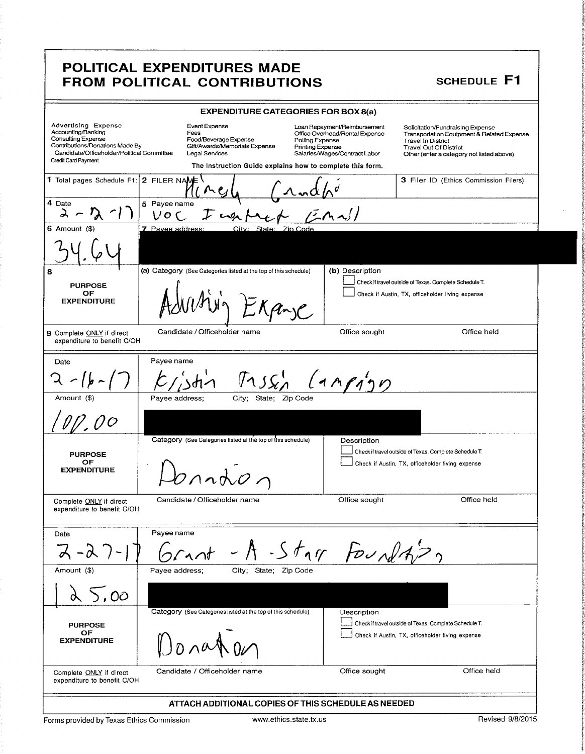# POLITICAL EXPENDITURES MADE FROM POLITICAL CONTRIBUTIONS

**SCHEDULE F1**

**EXPENDITURE CATEGORIES FOR BOX 8(a)**

| | | | |
|---|---|---|---|
| Advertising Expense | Event Expense | Loan Repayment/Reimbursement | Solicitation/Fundraising Expense |
| Accounting/Banking | Fees | Office Overhead/Rental Expense | Transportation Equipment & Related Expense |
| Consulting Expense | Food/Beverage Expense | Polling Expense | Travel In District |
| Contributions/Donations Made By Candidate/Officeholder/Political Committee | Gift/Awards/Memorials Expense | Printing Expense | Travel Out Of District |
| Credit Card Payment | Legal Services | Salaries/Wages/Contract Labor | Other (enter a category not listed above) |

The Instruction Guide explains how to complete this form.

**1** Total pages Schedule F1:

**2** FILER NAME: Mickey Gandhi

**3** Filer ID (Ethics Commission Filers)

**4** Date: 2-2-17

**5** Payee name: VOC Internet Email

**6** Amount ($): 34.64

**7** Payee address; City; State; Zip Code: [redacted]

**8** PURPOSE OF EXPENDITURE

(a) Category (See Categories listed at the top of this schedule): Advertising Expense

(b) Description

☐ Check if travel outside of Texas. Complete Schedule T.

☐ Check if Austin, TX, officeholder living expense

**9** Complete ONLY if direct expenditure to benefit C/OH

Candidate / Officeholder name | Office sought | Office held

---

Date: 2-16-17

Payee name: Kristin Tassin Campaign

Amount ($): 100.00

Payee address; City; State; Zip Code: [redacted]

PURPOSE OF EXPENDITURE

Category (See Categories listed at the top of this schedule): Donation

Description

☐ Check if travel outside of Texas. Complete Schedule T.

☐ Check if Austin, TX, officeholder living expense

Complete ONLY if direct expenditure to benefit C/OH

Candidate / Officeholder name | Office sought | Office held

---

Date: 2-27-17

Payee name: Grant-A-Starr Foundation

Amount ($): 25.00

Payee address; City; State; Zip Code: [redacted]

PURPOSE OF EXPENDITURE

Category (See Categories listed at the top of this schedule): Donation

Description

☐ Check if travel outside of Texas. Complete Schedule T.

☐ Check if Austin, TX, officeholder living expense

Complete ONLY if direct expenditure to benefit C/OH

Candidate / Officeholder name | Office sought | Office held

---

**ATTACH ADDITIONAL COPIES OF THIS SCHEDULE AS NEEDED**

Forms provided by Texas Ethics Commission | www.ethics.state.tx.us | Revised 9/8/2015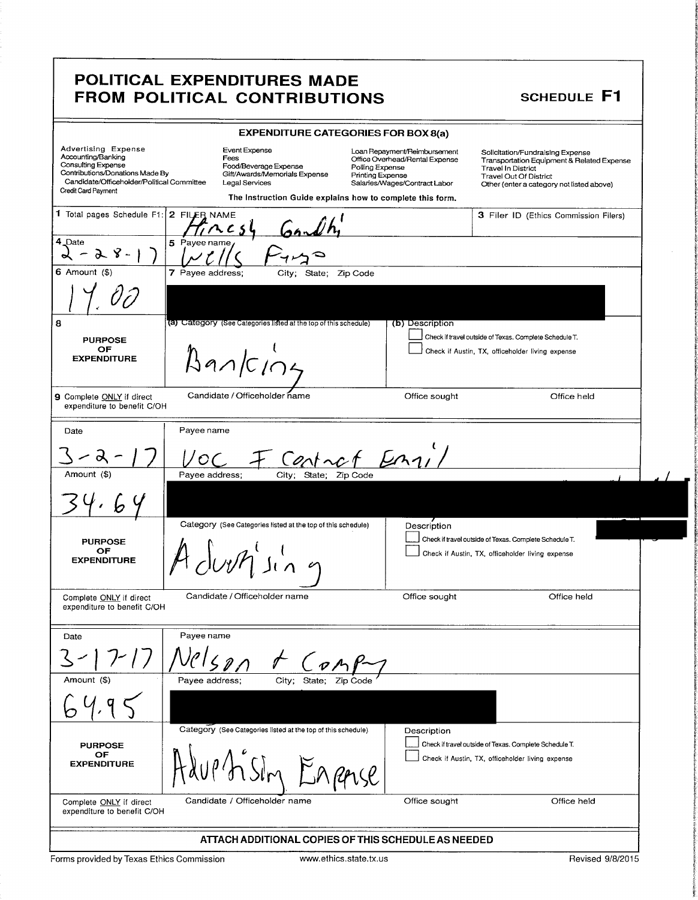# POLITICAL EXPENDITURES MADE FROM POLITICAL CONTRIBUTIONS

## SCHEDULE F1

### EXPENDITURE CATEGORIES FOR BOX 8(a)

| | | | |
|---|---|---|---|
| Advertising Expense | Event Expense | Loan Repayment/Reimbursement | Solicitation/Fundraising Expense |
| Accounting/Banking | Fees | Office Overhead/Rental Expense | Transportation Equipment & Related Expense |
| Consulting Expense | Food/Beverage Expense | Polling Expense | Travel In District |
| Contributions/Donations Made By Candidate/Officeholder/Political Committee | Gift/Awards/Memorials Expense | Printing Expense | Travel Out Of District |
| Credit Card Payment | Legal Services | Salaries/Wages/Contract Labor | Other (enter a category not listed above) |

The Instruction Guide explains how to complete this form.

| | | | |
|---|---|---|---|
| 1 Total pages Schedule F1: | 2 FILER NAME Hiresh Gandhi | | 3 Filer ID (Ethics Commission Filers) |
| 4 Date 2-28-17 | 5 Payee name Wells Fargo | | |
| 6 Amount ($) 14.00 | 7 Payee address; City; State; Zip Code | | |
| 8 PURPOSE OF EXPENDITURE | (a) Category (See Categories listed at the top of this schedule) Banking | (b) Description ☐ Check if travel outside of Texas. Complete Schedule T. ☐ Check if Austin, TX, officeholder living expense | |
| 9 Complete ONLY if direct expenditure to benefit C/OH | Candidate / Officeholder name | Office sought | Office held |

| | | | |
|---|---|---|---|
| Date 3-2-17 | Payee name VOC ‡ Contact Email | | |
| Amount ($) 34.64 | Payee address; City; State; Zip Code | | |
| PURPOSE OF EXPENDITURE | Category (See Categories listed at the top of this schedule) Advertising | Description ☐ Check if travel outside of Texas. Complete Schedule T. ☐ Check if Austin, TX, officeholder living expense | |
| Complete ONLY if direct expenditure to benefit C/OH | Candidate / Officeholder name | Office sought | Office held |

| | | | |
|---|---|---|---|
| Date 3-17-17 | Payee name Nelson & Company | | |
| Amount ($) 64.95 | Payee address; City; State; Zip Code | | |
| PURPOSE OF EXPENDITURE | Category (See Categories listed at the top of this schedule) Advertising Expense | Description ☐ Check if travel outside of Texas. Complete Schedule T. ☐ Check if Austin, TX, officeholder living expense | |
| Complete ONLY if direct expenditure to benefit C/OH | Candidate / Officeholder name | Office sought | Office held |

**ATTACH ADDITIONAL COPIES OF THIS SCHEDULE AS NEEDED**

Forms provided by Texas Ethics Commission    www.ethics.state.tx.us    Revised 9/8/2015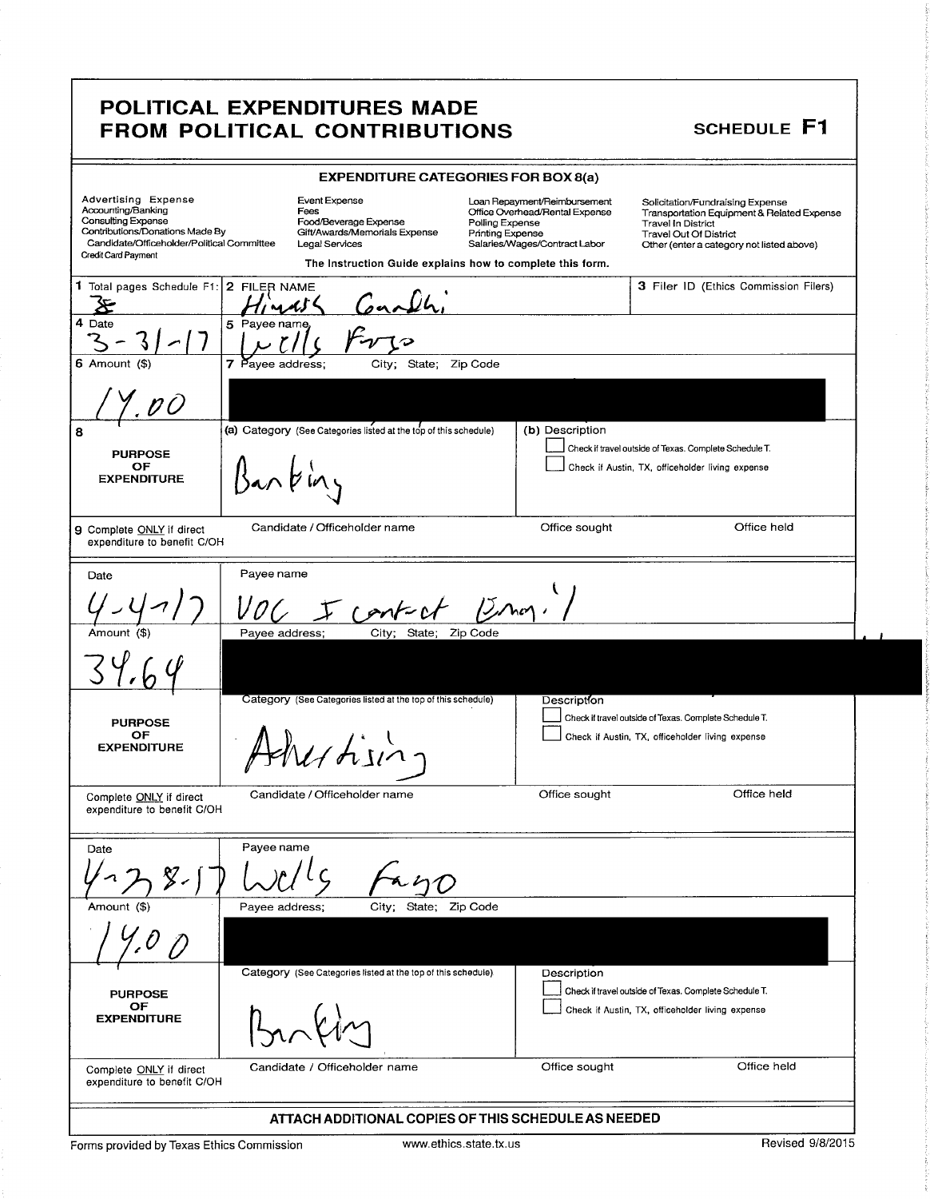# POLITICAL EXPENDITURES MADE FROM POLITICAL CONTRIBUTIONS

**SCHEDULE F1**

### EXPENDITURE CATEGORIES FOR BOX 8(a)

| | | | |
|---|---|---|---|
| Advertising Expense | Event Expense | Loan Repayment/Reimbursement | Solicitation/Fundraising Expense |
| Accounting/Banking | Fees | Office Overhead/Rental Expense | Transportation Equipment & Related Expense |
| Consulting Expense | Food/Beverage Expense | Polling Expense | Travel In District |
| Contributions/Donations Made By Candidate/Officeholder/Political Committee | Gift/Awards/Memorials Expense | Printing Expense | Travel Out Of District |
| Credit Card Payment | Legal Services | Salaries/Wages/Contract Labor | Other (enter a category not listed above) |

The Instruction Guide explains how to complete this form.

| | | | |
|---|---|---|---|
| 1 Total pages Schedule F1: 8 | 2 FILER NAME: Hinds Gandhi | | 3 Filer ID (Ethics Commission Filers) |
| 4 Date: 3-31-17 | 5 Payee name: Wells Fargo | | |
| 6 Amount ($): 14.00 | 7 Payee address; City; State; Zip Code: [redacted] | | |
| 8 PURPOSE OF EXPENDITURE | (a) Category (See Categories listed at the top of this schedule): Banking | (b) Description ☐ Check if travel outside of Texas. Complete Schedule T. ☐ Check if Austin, TX, officeholder living expense | |
| 9 Complete ONLY if direct expenditure to benefit C/OH | Candidate / Officeholder name | Office sought | Office held |

| | | | |
|---|---|---|---|
| Date: 4-4-17 | Payee name: VOC I contact Email | | |
| Amount ($): 34.64 | Payee address; City; State; Zip Code: [redacted] | | |
| PURPOSE OF EXPENDITURE | Category (See Categories listed at the top of this schedule): Advertising | Description ☐ Check if travel outside of Texas. Complete Schedule T. ☐ Check if Austin, TX, officeholder living expense | |
| Complete ONLY if direct expenditure to benefit C/OH | Candidate / Officeholder name | Office sought | Office held |

| | | | |
|---|---|---|---|
| Date: 4-28-17 | Payee name: Wells Fargo | | |
| Amount ($): 14.00 | Payee address; City; State; Zip Code: [redacted] | | |
| PURPOSE OF EXPENDITURE | Category (See Categories listed at the top of this schedule): Banking | Description ☐ Check if travel outside of Texas. Complete Schedule T. ☐ Check if Austin, TX, officeholder living expense | |
| Complete ONLY if direct expenditure to benefit C/OH | Candidate / Officeholder name | Office sought | Office held |

**ATTACH ADDITIONAL COPIES OF THIS SCHEDULE AS NEEDED**

Forms provided by Texas Ethics Commission www.ethics.state.tx.us Revised 9/8/2015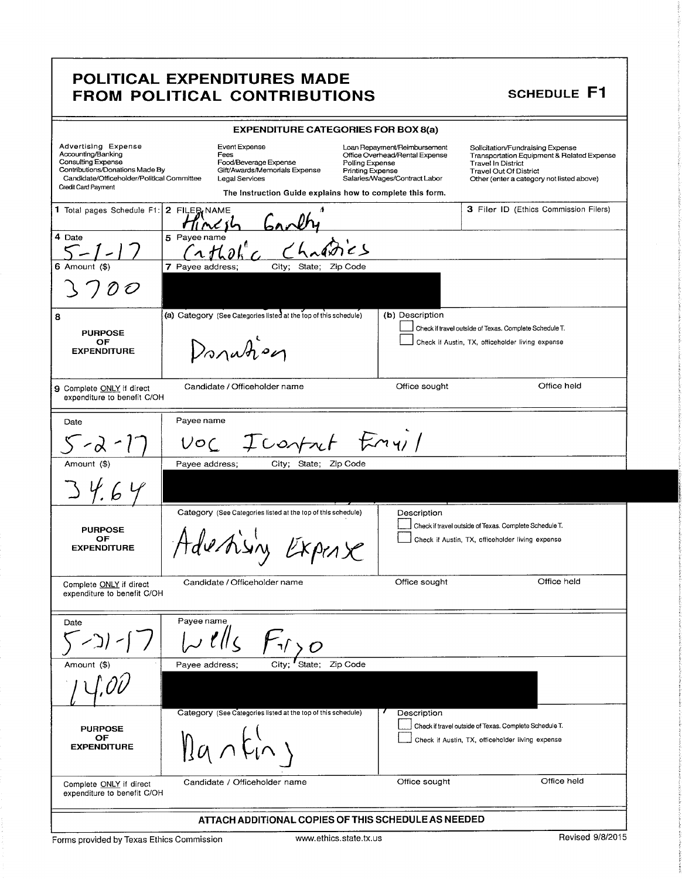# POLITICAL EXPENDITURES MADE FROM POLITICAL CONTRIBUTIONS

**SCHEDULE F1**

### EXPENDITURE CATEGORIES FOR BOX 8(a)

| | | | |
|---|---|---|---|
| Advertising Expense | Event Expense | Loan Repayment/Reimbursement | Solicitation/Fundraising Expense |
| Accounting/Banking | Fees | Office Overhead/Rental Expense | Transportation Equipment & Related Expense |
| Consulting Expense | Food/Beverage Expense | Polling Expense | Travel In District |
| Contributions/Donations Made By Candidate/Officeholder/Political Committee | Gift/Awards/Memorials Expense | Printing Expense | Travel Out Of District |
| Credit Card Payment | Legal Services | Salaries/Wages/Contract Labor | Other (enter a category not listed above) |

The Instruction Guide explains how to complete this form.

**1** Total pages Schedule F1:

**2** FILER NAME: Hinesh Gandhi

**3** Filer ID (Ethics Commission Filers)

---

**4** Date: 5-1-17

**5** Payee name: Catholic Charities

**6** Amount ($): 3700

**7** Payee address; City; State; Zip Code: [REDACTED]

**8** PURPOSE OF EXPENDITURE

(a) Category (See Categories listed at the top of this schedule): Donation

(b) Description

☐ Check if travel outside of Texas. Complete Schedule T.

☐ Check if Austin, TX, officeholder living expense

**9** Complete ONLY if direct expenditure to benefit C/OH — Candidate / Officeholder name | Office sought | Office held

---

Date: 5-2-17

Payee name: VOC Icontact Email

Amount ($): 34.64

Payee address; City; State; Zip Code: [REDACTED]

PURPOSE OF EXPENDITURE

Category (See Categories listed at the top of this schedule): Advertising Expense

Description

☐ Check if travel outside of Texas. Complete Schedule T.

☐ Check if Austin, TX, officeholder living expense

Complete ONLY if direct expenditure to benefit C/OH — Candidate / Officeholder name | Office sought | Office held

---

Date: 5-31-17

Payee name: Wells Fargo

Amount ($): 14.00

Payee address; City; State; Zip Code: [REDACTED]

PURPOSE OF EXPENDITURE

Category (See Categories listed at the top of this schedule): Banking

Description

☐ Check if travel outside of Texas. Complete Schedule T.

☐ Check if Austin, TX, officeholder living expense

Complete ONLY if direct expenditure to benefit C/OH — Candidate / Officeholder name | Office sought | Office held

---

**ATTACH ADDITIONAL COPIES OF THIS SCHEDULE AS NEEDED**

Forms provided by Texas Ethics Commission — www.ethics.state.tx.us — Revised 9/8/2015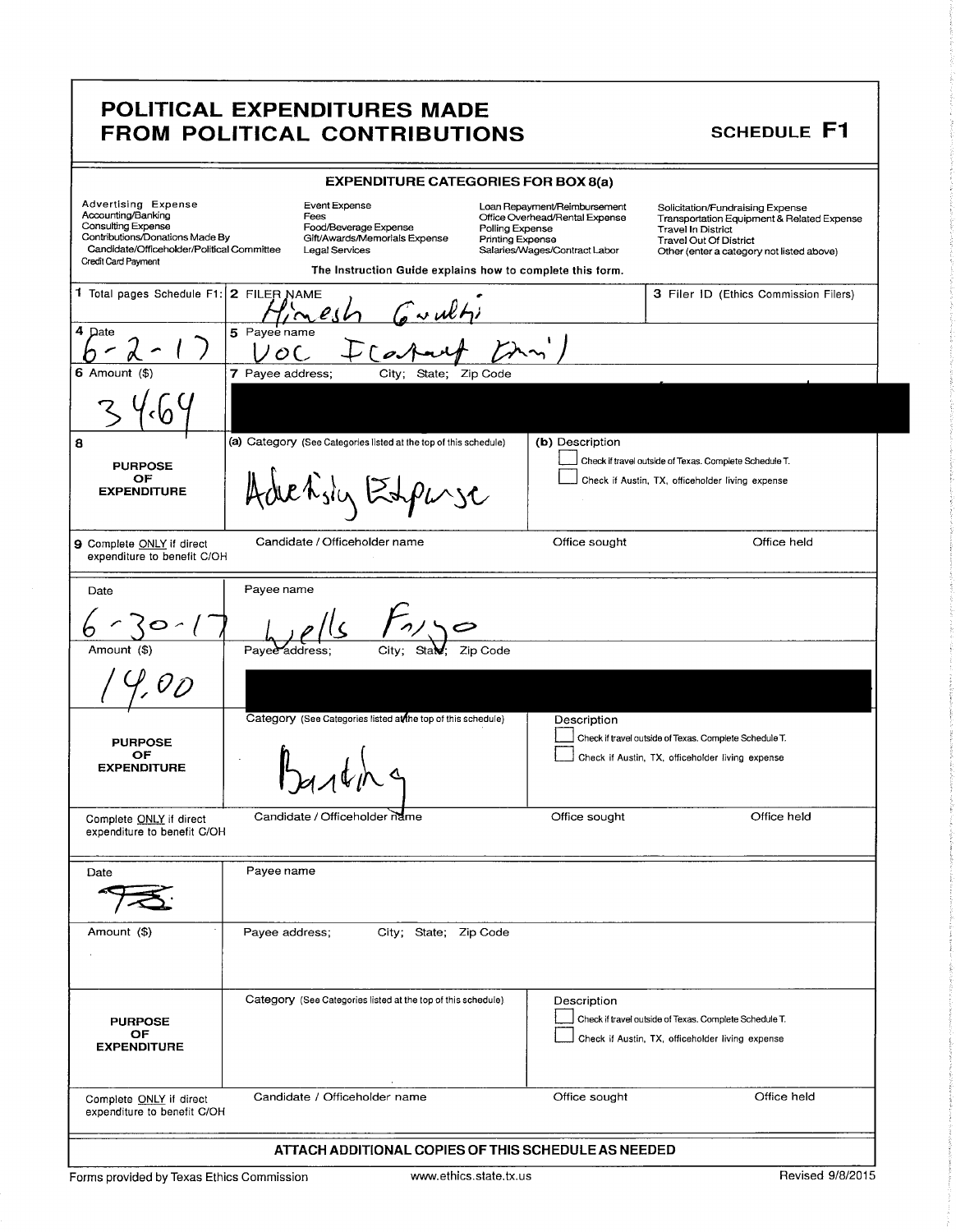# POLITICAL EXPENDITURES MADE FROM POLITICAL CONTRIBUTIONS

## SCHEDULE F1

### EXPENDITURE CATEGORIES FOR BOX 8(a)

| | | | |
|---|---|---|---|
| Advertising Expense | Event Expense | Loan Repayment/Reimbursement | Solicitation/Fundraising Expense |
| Accounting/Banking | Fees | Office Overhead/Rental Expense | Transportation Equipment & Related Expense |
| Consulting Expense | Food/Beverage Expense | Polling Expense | Travel In District |
| Contributions/Donations Made By Candidate/Officeholder/Political Committee | Gift/Awards/Memorials Expense | Printing Expense | Travel Out Of District |
| Credit Card Payment | Legal Services | Salaries/Wages/Contract Labor | Other (enter a category not listed above) |

The Instruction Guide explains how to complete this form.

| | | | |
|---|---|---|---|
| **1** Total pages Schedule F1: | **2** FILER NAME: Hinesh Gulhi | | **3** Filer ID (Ethics Commission Filers) |
| **4** Date: 6-2-17 | **5** Payee name: VOC Icatart Emi' | | |
| **6** Amount ($): 34.64 | **7** Payee address; City; State; Zip Code: [redacted] | | |
| **8** PURPOSE OF EXPENDITURE | (a) Category (See Categories listed at the top of this schedule): Advertising Expense | (b) Description<br>☐ Check if travel outside of Texas. Complete Schedule T.<br>☐ Check if Austin, TX, officeholder living expense | |
| **9** Complete ONLY if direct expenditure to benefit C/OH | Candidate / Officeholder name | Office sought | Office held |

| | | | |
|---|---|---|---|
| Date: 6-30-17 | Payee name: Wells Fargo | | |
| Amount ($): 14.00 | Payee address; City; State; Zip Code: [redacted] | | |
| PURPOSE OF EXPENDITURE | Category (See Categories listed at the top of this schedule): Banking | Description<br>☐ Check if travel outside of Texas. Complete Schedule T.<br>☐ Check if Austin, TX, officeholder living expense | |
| Complete ONLY if direct expenditure to benefit C/OH | Candidate / Officeholder name | Office sought | Office held |

| | | | |
|---|---|---|---|
| Date: [struck through] | Payee name | | |
| Amount ($) | Payee address; City; State; Zip Code | | |
| PURPOSE OF EXPENDITURE | Category (See Categories listed at the top of this schedule) | Description<br>☐ Check if travel outside of Texas. Complete Schedule T.<br>☐ Check if Austin, TX, officeholder living expense | |
| Complete ONLY if direct expenditure to benefit C/OH | Candidate / Officeholder name | Office sought | Office held |

**ATTACH ADDITIONAL COPIES OF THIS SCHEDULE AS NEEDED**

Forms provided by Texas Ethics Commission www.ethics.state.tx.us Revised 9/8/2015